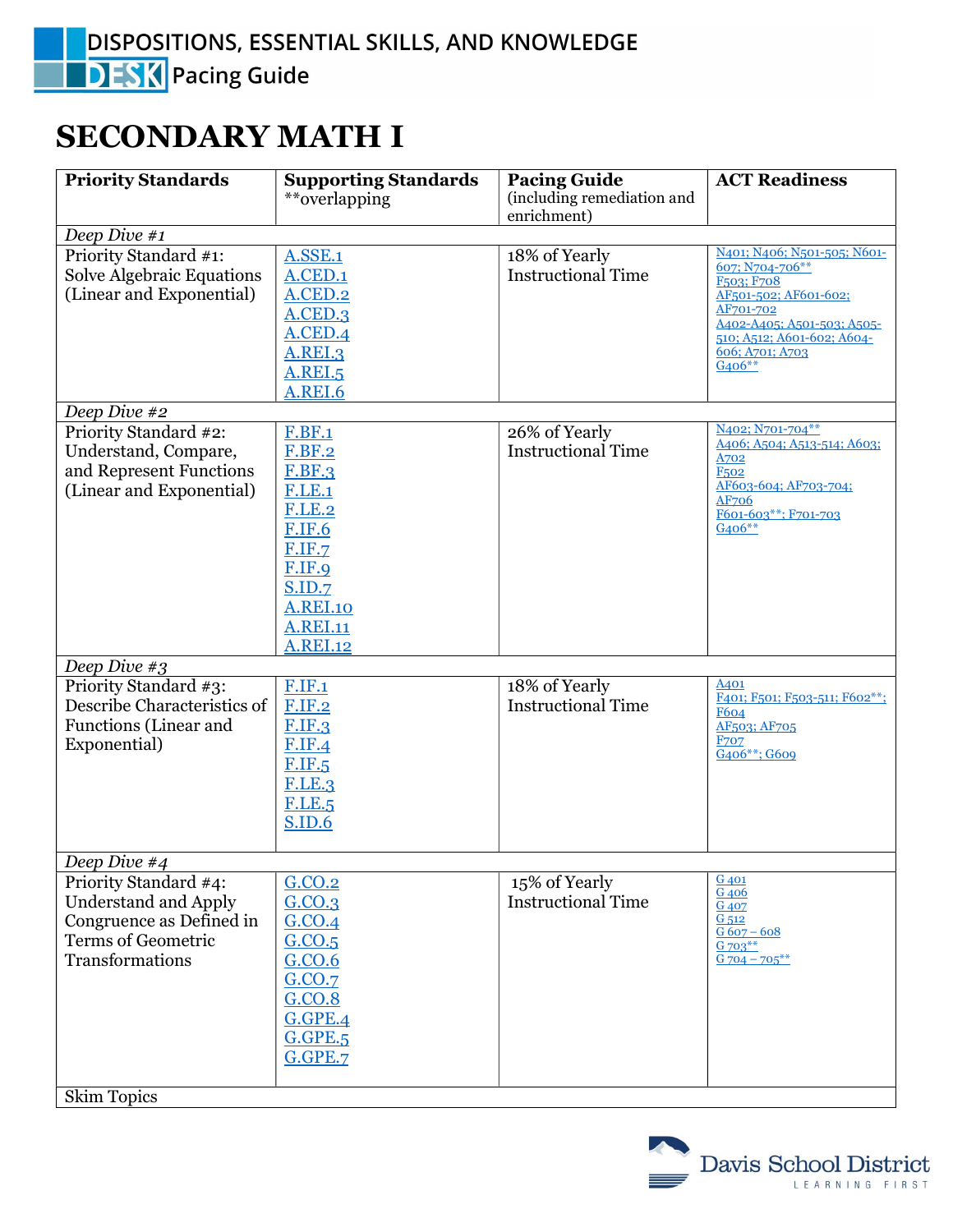# DISPOSITIONS, ESSENTIAL SKILLS, AND KNOWLEDGE

## DESK Pacing Guide

# SECONDARY MATH I

| Priority Standards | Supporting Standards **overlapping | Pacing Guide (including remediation and enrichment) | ACT Readiness |
|---|---|---|---|
| *Deep Dive #1* | | | |
| Priority Standard #1: Solve Algebraic Equations (Linear and Exponential) | A.SSE.1<br>A.CED.1<br>A.CED.2<br>A.CED.3<br>A.CED.4<br>A.REI.3<br>A.REI.5<br>A.REI.6 | 18% of Yearly Instructional Time | N401; N406; N501-505; N601-607; N704-706**<br>F503; F708<br>AF501-502; AF601-602; AF701-702<br>A402-A405; A501-503; A505-510; A512; A601-602; A604-606; A701; A703<br>G406** |
| *Deep Dive #2* | | | |
| Priority Standard #2: Understand, Compare, and Represent Functions (Linear and Exponential) | F.BF.1<br>F.BF.2<br>F.BF.3<br>F.LE.1<br>F.LE.2<br>F.IF.6<br>F.IF.7<br>F.IF.9<br>S.ID.7<br>A.REI.10<br>A.REI.11<br>A.REI.12 | 26% of Yearly Instructional Time | N402; N701-704**<br>A406; A504; A513-514; A603; A702<br>F502<br>AF603-604; AF703-704; AF706<br>F601-603**; F701-703<br>G406** |
| *Deep Dive #3* | | | |
| Priority Standard #3: Describe Characteristics of Functions (Linear and Exponential) | F.IF.1<br>F.IF.2<br>F.IF.3<br>F.IF.4<br>F.IF.5<br>F.LE.3<br>F.LE.5<br>S.ID.6 | 18% of Yearly Instructional Time | A401<br>F401; F501; F503-511; F602**; F604<br>AF503; AF705<br>F707<br>G406**; G609 |
| *Deep Dive #4* | | | |
| Priority Standard #4: Understand and Apply Congruence as Defined in Terms of Geometric Transformations | G.CO.2<br>G.CO.3<br>G.CO.4<br>G.CO.5<br>G.CO.6<br>G.CO.7<br>G.CO.8<br>G.GPE.4<br>G.GPE.5<br>G.GPE.7 | 15% of Yearly Instructional Time | G 401<br>G 406<br>G 407<br>G 512<br>G 607 – 608<br>G 703**<br>G 704 – 705** |
| Skim Topics | | | |

Davis School District
LEARNING FIRST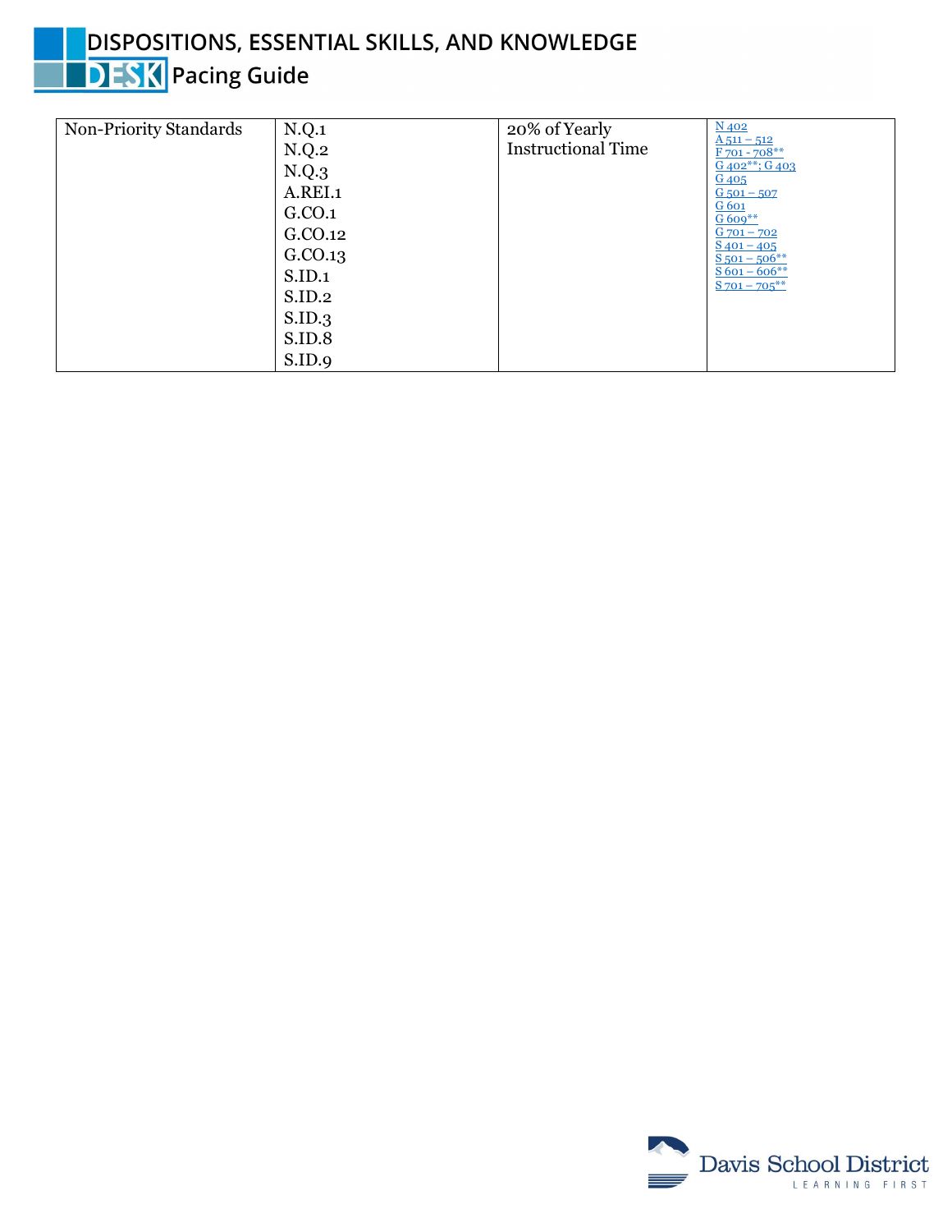| | | | |
|---|---|---|---|
| Non-Priority Standards | N.Q.1<br>N.Q.2<br>N.Q.3<br>A.REI.1<br>G.CO.1<br>G.CO.12<br>G.CO.13<br>S.ID.1<br>S.ID.2<br>S.ID.3<br>S.ID.8<br>S.ID.9 | 20% of Yearly Instructional Time | N 402<br>A 511 – 512<br>F 701 - 708**<br>G 402**; G 403<br>G 405<br>G 501 – 507<br>G 601<br>G 609**<br>G 701 – 702<br>S 401 – 405<br>S 501 – 506**<br>S 601 – 606**<br>S 701 – 705** |